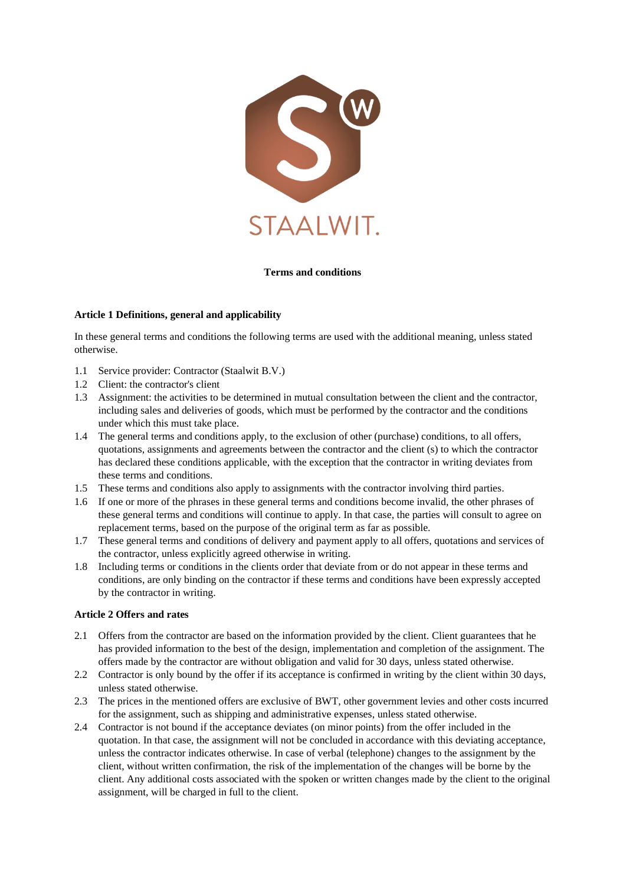STAALWIT.

**Terms and conditions**

**Article 1 Definitions, general and applicability**

In these general terms and conditions the following terms are used with the additional meaning, unless stated otherwise.

1.1 Service provider: Contractor (Staalwit B.V.)
1.2 Client: the contractor's client
1.3 Assignment: the activities to be determined in mutual consultation between the client and the contractor, including sales and deliveries of goods, which must be performed by the contractor and the conditions under which this must take place.
1.4 The general terms and conditions apply, to the exclusion of other (purchase) conditions, to all offers, quotations, assignments and agreements between the contractor and the client (s) to which the contractor has declared these conditions applicable, with the exception that the contractor in writing deviates from these terms and conditions.
1.5 These terms and conditions also apply to assignments with the contractor involving third parties.
1.6 If one or more of the phrases in these general terms and conditions become invalid, the other phrases of these general terms and conditions will continue to apply. In that case, the parties will consult to agree on replacement terms, based on the purpose of the original term as far as possible.
1.7 These general terms and conditions of delivery and payment apply to all offers, quotations and services of the contractor, unless explicitly agreed otherwise in writing.
1.8 Including terms or conditions in the clients order that deviate from or do not appear in these terms and conditions, are only binding on the contractor if these terms and conditions have been expressly accepted by the contractor in writing.

**Article 2 Offers and rates**

2.1 Offers from the contractor are based on the information provided by the client. Client guarantees that he has provided information to the best of the design, implementation and completion of the assignment. The offers made by the contractor are without obligation and valid for 30 days, unless stated otherwise.
2.2 Contractor is only bound by the offer if its acceptance is confirmed in writing by the client within 30 days, unless stated otherwise.
2.3 The prices in the mentioned offers are exclusive of BWT, other government levies and other costs incurred for the assignment, such as shipping and administrative expenses, unless stated otherwise.
2.4 Contractor is not bound if the acceptance deviates (on minor points) from the offer included in the quotation. In that case, the assignment will not be concluded in accordance with this deviating acceptance, unless the contractor indicates otherwise. In case of verbal (telephone) changes to the assignment by the client, without written confirmation, the risk of the implementation of the changes will be borne by the client. Any additional costs associated with the spoken or written changes made by the client to the original assignment, will be charged in full to the client.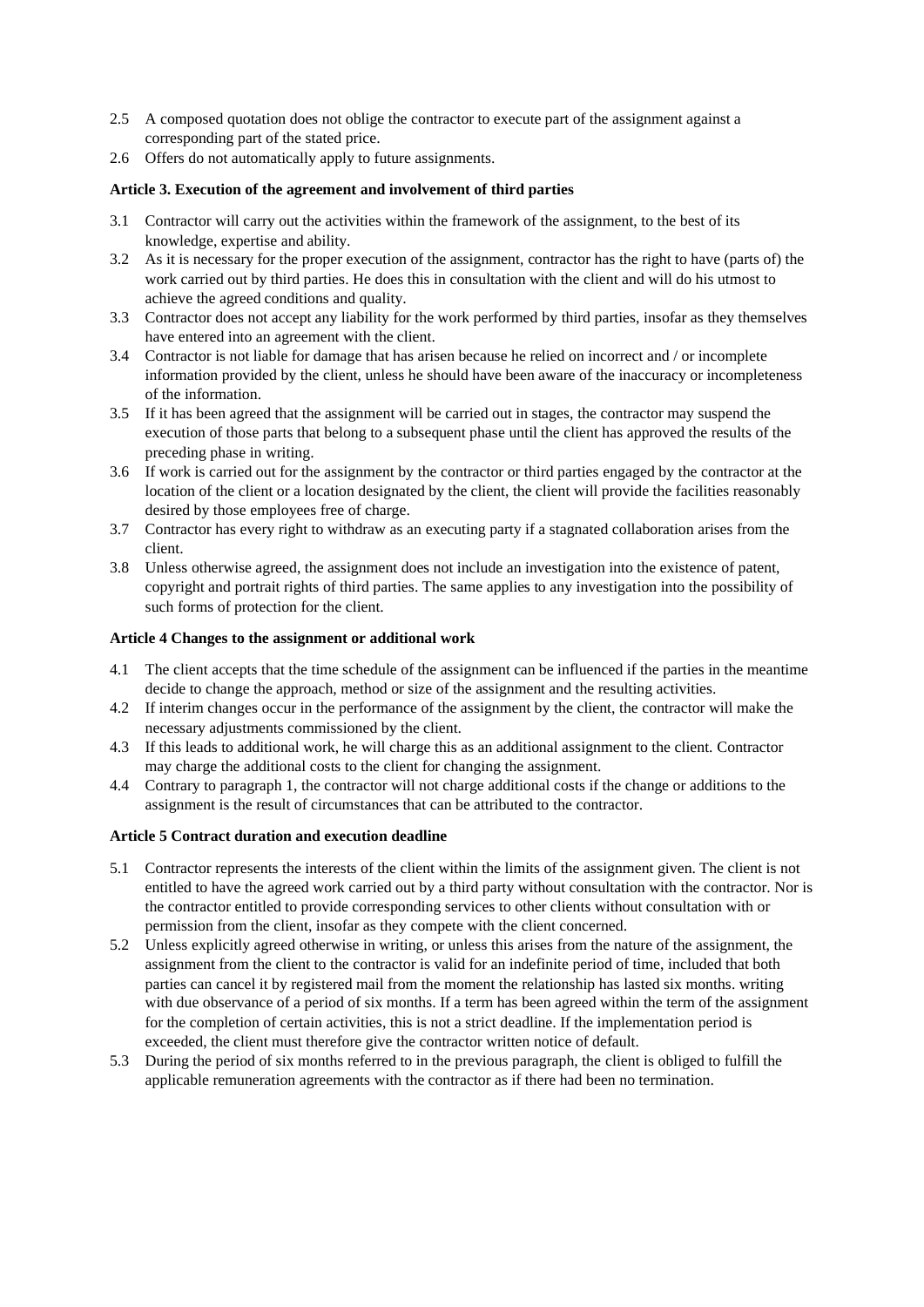2.5 A composed quotation does not oblige the contractor to execute part of the assignment against a corresponding part of the stated price.

2.6 Offers do not automatically apply to future assignments.

**Article 3. Execution of the agreement and involvement of third parties**

3.1 Contractor will carry out the activities within the framework of the assignment, to the best of its knowledge, expertise and ability.

3.2 As it is necessary for the proper execution of the assignment, contractor has the right to have (parts of) the work carried out by third parties. He does this in consultation with the client and will do his utmost to achieve the agreed conditions and quality.

3.3 Contractor does not accept any liability for the work performed by third parties, insofar as they themselves have entered into an agreement with the client.

3.4 Contractor is not liable for damage that has arisen because he relied on incorrect and / or incomplete information provided by the client, unless he should have been aware of the inaccuracy or incompleteness of the information.

3.5 If it has been agreed that the assignment will be carried out in stages, the contractor may suspend the execution of those parts that belong to a subsequent phase until the client has approved the results of the preceding phase in writing.

3.6 If work is carried out for the assignment by the contractor or third parties engaged by the contractor at the location of the client or a location designated by the client, the client will provide the facilities reasonably desired by those employees free of charge.

3.7 Contractor has every right to withdraw as an executing party if a stagnated collaboration arises from the client.

3.8 Unless otherwise agreed, the assignment does not include an investigation into the existence of patent, copyright and portrait rights of third parties. The same applies to any investigation into the possibility of such forms of protection for the client.

**Article 4 Changes to the assignment or additional work**

4.1 The client accepts that the time schedule of the assignment can be influenced if the parties in the meantime decide to change the approach, method or size of the assignment and the resulting activities.

4.2 If interim changes occur in the performance of the assignment by the client, the contractor will make the necessary adjustments commissioned by the client.

4.3 If this leads to additional work, he will charge this as an additional assignment to the client. Contractor may charge the additional costs to the client for changing the assignment.

4.4 Contrary to paragraph 1, the contractor will not charge additional costs if the change or additions to the assignment is the result of circumstances that can be attributed to the contractor.

**Article 5 Contract duration and execution deadline**

5.1 Contractor represents the interests of the client within the limits of the assignment given. The client is not entitled to have the agreed work carried out by a third party without consultation with the contractor. Nor is the contractor entitled to provide corresponding services to other clients without consultation with or permission from the client, insofar as they compete with the client concerned.

5.2 Unless explicitly agreed otherwise in writing, or unless this arises from the nature of the assignment, the assignment from the client to the contractor is valid for an indefinite period of time, included that both parties can cancel it by registered mail from the moment the relationship has lasted six months. writing with due observance of a period of six months. If a term has been agreed within the term of the assignment for the completion of certain activities, this is not a strict deadline. If the implementation period is exceeded, the client must therefore give the contractor written notice of default.

5.3 During the period of six months referred to in the previous paragraph, the client is obliged to fulfill the applicable remuneration agreements with the contractor as if there had been no termination.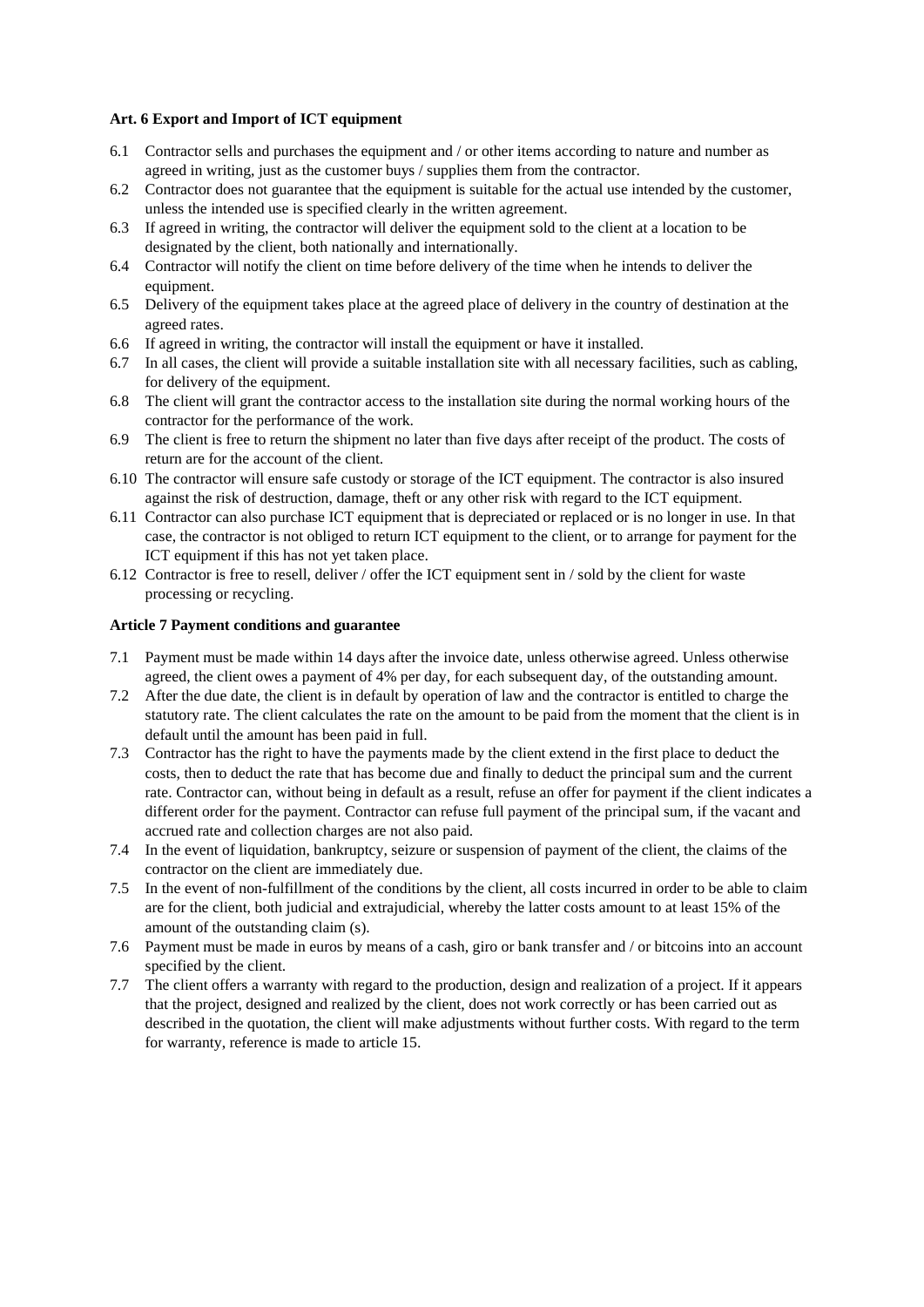**Art. 6 Export and Import of ICT equipment**

6.1 Contractor sells and purchases the equipment and / or other items according to nature and number as agreed in writing, just as the customer buys / supplies them from the contractor.

6.2 Contractor does not guarantee that the equipment is suitable for the actual use intended by the customer, unless the intended use is specified clearly in the written agreement.

6.3 If agreed in writing, the contractor will deliver the equipment sold to the client at a location to be designated by the client, both nationally and internationally.

6.4 Contractor will notify the client on time before delivery of the time when he intends to deliver the equipment.

6.5 Delivery of the equipment takes place at the agreed place of delivery in the country of destination at the agreed rates.

6.6 If agreed in writing, the contractor will install the equipment or have it installed.

6.7 In all cases, the client will provide a suitable installation site with all necessary facilities, such as cabling, for delivery of the equipment.

6.8 The client will grant the contractor access to the installation site during the normal working hours of the contractor for the performance of the work.

6.9 The client is free to return the shipment no later than five days after receipt of the product. The costs of return are for the account of the client.

6.10 The contractor will ensure safe custody or storage of the ICT equipment. The contractor is also insured against the risk of destruction, damage, theft or any other risk with regard to the ICT equipment.

6.11 Contractor can also purchase ICT equipment that is depreciated or replaced or is no longer in use. In that case, the contractor is not obliged to return ICT equipment to the client, or to arrange for payment for the ICT equipment if this has not yet taken place.

6.12 Contractor is free to resell, deliver / offer the ICT equipment sent in / sold by the client for waste processing or recycling.

**Article 7 Payment conditions and guarantee**

7.1 Payment must be made within 14 days after the invoice date, unless otherwise agreed. Unless otherwise agreed, the client owes a payment of 4% per day, for each subsequent day, of the outstanding amount.

7.2 After the due date, the client is in default by operation of law and the contractor is entitled to charge the statutory rate. The client calculates the rate on the amount to be paid from the moment that the client is in default until the amount has been paid in full.

7.3 Contractor has the right to have the payments made by the client extend in the first place to deduct the costs, then to deduct the rate that has become due and finally to deduct the principal sum and the current rate. Contractor can, without being in default as a result, refuse an offer for payment if the client indicates a different order for the payment. Contractor can refuse full payment of the principal sum, if the vacant and accrued rate and collection charges are not also paid.

7.4 In the event of liquidation, bankruptcy, seizure or suspension of payment of the client, the claims of the contractor on the client are immediately due.

7.5 In the event of non-fulfillment of the conditions by the client, all costs incurred in order to be able to claim are for the client, both judicial and extrajudicial, whereby the latter costs amount to at least 15% of the amount of the outstanding claim (s).

7.6 Payment must be made in euros by means of a cash, giro or bank transfer and / or bitcoins into an account specified by the client.

7.7 The client offers a warranty with regard to the production, design and realization of a project. If it appears that the project, designed and realized by the client, does not work correctly or has been carried out as described in the quotation, the client will make adjustments without further costs. With regard to the term for warranty, reference is made to article 15.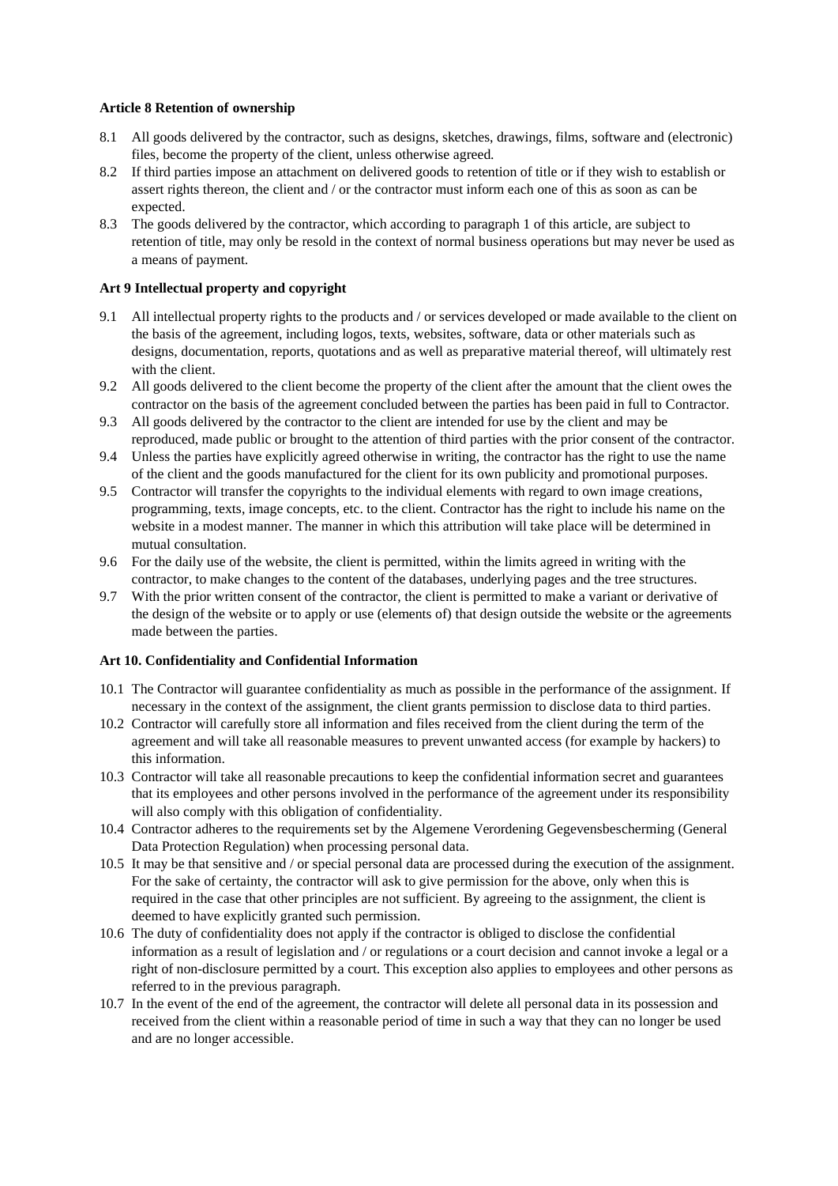**Article 8 Retention of ownership**

8.1 All goods delivered by the contractor, such as designs, sketches, drawings, films, software and (electronic) files, become the property of the client, unless otherwise agreed.

8.2 If third parties impose an attachment on delivered goods to retention of title or if they wish to establish or assert rights thereon, the client and / or the contractor must inform each one of this as soon as can be expected.

8.3 The goods delivered by the contractor, which according to paragraph 1 of this article, are subject to retention of title, may only be resold in the context of normal business operations but may never be used as a means of payment.

**Art 9 Intellectual property and copyright**

9.1 All intellectual property rights to the products and / or services developed or made available to the client on the basis of the agreement, including logos, texts, websites, software, data or other materials such as designs, documentation, reports, quotations and as well as preparative material thereof, will ultimately rest with the client.

9.2 All goods delivered to the client become the property of the client after the amount that the client owes the contractor on the basis of the agreement concluded between the parties has been paid in full to Contractor.

9.3 All goods delivered by the contractor to the client are intended for use by the client and may be reproduced, made public or brought to the attention of third parties with the prior consent of the contractor.

9.4 Unless the parties have explicitly agreed otherwise in writing, the contractor has the right to use the name of the client and the goods manufactured for the client for its own publicity and promotional purposes.

9.5 Contractor will transfer the copyrights to the individual elements with regard to own image creations, programming, texts, image concepts, etc. to the client. Contractor has the right to include his name on the website in a modest manner. The manner in which this attribution will take place will be determined in mutual consultation.

9.6 For the daily use of the website, the client is permitted, within the limits agreed in writing with the contractor, to make changes to the content of the databases, underlying pages and the tree structures.

9.7 With the prior written consent of the contractor, the client is permitted to make a variant or derivative of the design of the website or to apply or use (elements of) that design outside the website or the agreements made between the parties.

**Art 10. Confidentiality and Confidential Information**

10.1 The Contractor will guarantee confidentiality as much as possible in the performance of the assignment. If necessary in the context of the assignment, the client grants permission to disclose data to third parties.

10.2 Contractor will carefully store all information and files received from the client during the term of the agreement and will take all reasonable measures to prevent unwanted access (for example by hackers) to this information.

10.3 Contractor will take all reasonable precautions to keep the confidential information secret and guarantees that its employees and other persons involved in the performance of the agreement under its responsibility will also comply with this obligation of confidentiality.

10.4 Contractor adheres to the requirements set by the Algemene Verordening Gegevensbescherming (General Data Protection Regulation) when processing personal data.

10.5 It may be that sensitive and / or special personal data are processed during the execution of the assignment. For the sake of certainty, the contractor will ask to give permission for the above, only when this is required in the case that other principles are not sufficient. By agreeing to the assignment, the client is deemed to have explicitly granted such permission.

10.6 The duty of confidentiality does not apply if the contractor is obliged to disclose the confidential information as a result of legislation and / or regulations or a court decision and cannot invoke a legal or a right of non-disclosure permitted by a court. This exception also applies to employees and other persons as referred to in the previous paragraph.

10.7 In the event of the end of the agreement, the contractor will delete all personal data in its possession and received from the client within a reasonable period of time in such a way that they can no longer be used and are no longer accessible.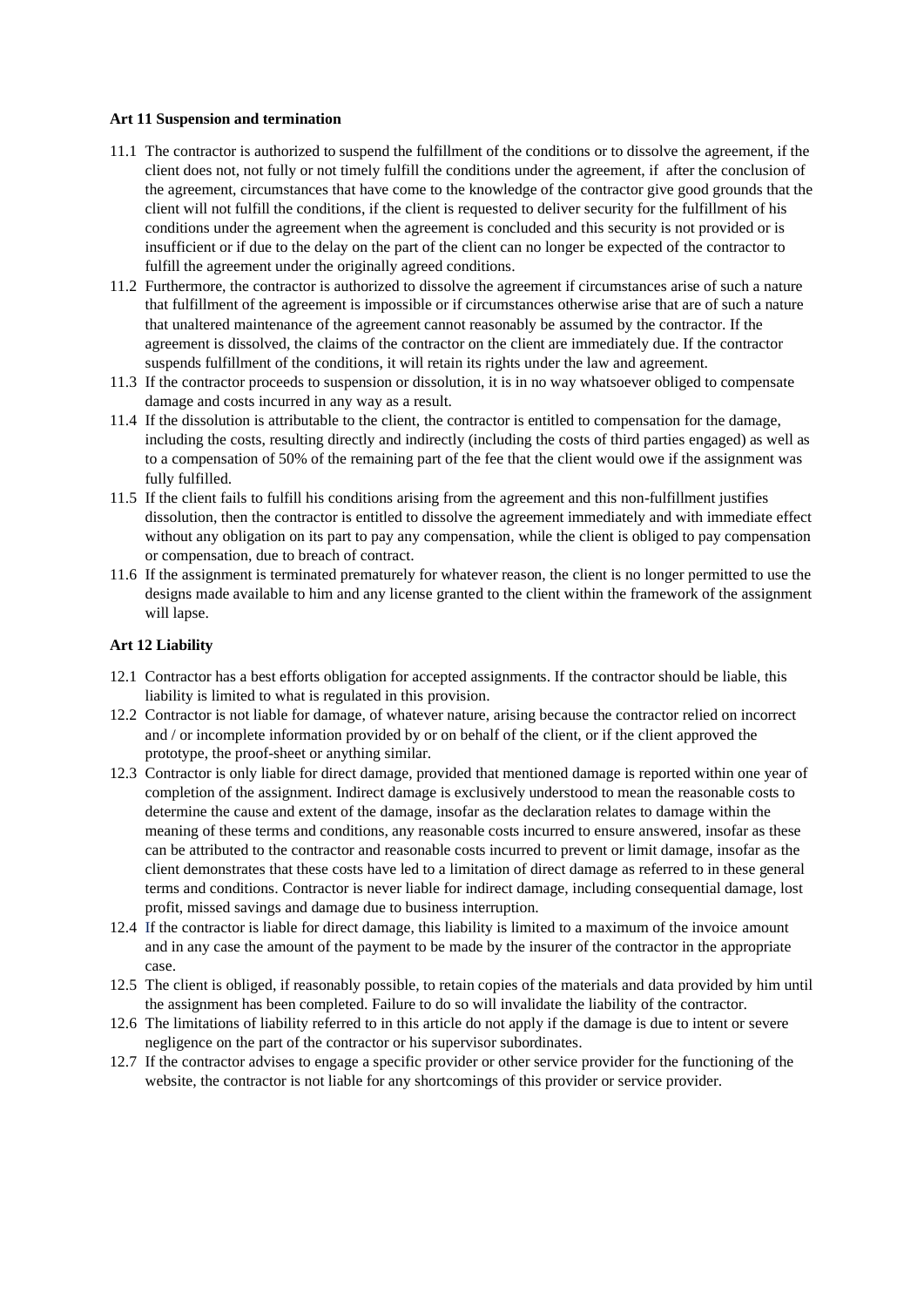**Art 11 Suspension and termination**

11.1 The contractor is authorized to suspend the fulfillment of the conditions or to dissolve the agreement, if the client does not, not fully or not timely fulfill the conditions under the agreement, if after the conclusion of the agreement, circumstances that have come to the knowledge of the contractor give good grounds that the client will not fulfill the conditions, if the client is requested to deliver security for the fulfillment of his conditions under the agreement when the agreement is concluded and this security is not provided or is insufficient or if due to the delay on the part of the client can no longer be expected of the contractor to fulfill the agreement under the originally agreed conditions.

11.2 Furthermore, the contractor is authorized to dissolve the agreement if circumstances arise of such a nature that fulfillment of the agreement is impossible or if circumstances otherwise arise that are of such a nature that unaltered maintenance of the agreement cannot reasonably be assumed by the contractor. If the agreement is dissolved, the claims of the contractor on the client are immediately due. If the contractor suspends fulfillment of the conditions, it will retain its rights under the law and agreement.

11.3 If the contractor proceeds to suspension or dissolution, it is in no way whatsoever obliged to compensate damage and costs incurred in any way as a result.

11.4 If the dissolution is attributable to the client, the contractor is entitled to compensation for the damage, including the costs, resulting directly and indirectly (including the costs of third parties engaged) as well as to a compensation of 50% of the remaining part of the fee that the client would owe if the assignment was fully fulfilled.

11.5 If the client fails to fulfill his conditions arising from the agreement and this non-fulfillment justifies dissolution, then the contractor is entitled to dissolve the agreement immediately and with immediate effect without any obligation on its part to pay any compensation, while the client is obliged to pay compensation or compensation, due to breach of contract.

11.6 If the assignment is terminated prematurely for whatever reason, the client is no longer permitted to use the designs made available to him and any license granted to the client within the framework of the assignment will lapse.

**Art 12 Liability**

12.1 Contractor has a best efforts obligation for accepted assignments. If the contractor should be liable, this liability is limited to what is regulated in this provision.

12.2 Contractor is not liable for damage, of whatever nature, arising because the contractor relied on incorrect and / or incomplete information provided by or on behalf of the client, or if the client approved the prototype, the proof-sheet or anything similar.

12.3 Contractor is only liable for direct damage, provided that mentioned damage is reported within one year of completion of the assignment. Indirect damage is exclusively understood to mean the reasonable costs to determine the cause and extent of the damage, insofar as the declaration relates to damage within the meaning of these terms and conditions, any reasonable costs incurred to ensure answered, insofar as these can be attributed to the contractor and reasonable costs incurred to prevent or limit damage, insofar as the client demonstrates that these costs have led to a limitation of direct damage as referred to in these general terms and conditions. Contractor is never liable for indirect damage, including consequential damage, lost profit, missed savings and damage due to business interruption.

12.4 If the contractor is liable for direct damage, this liability is limited to a maximum of the invoice amount and in any case the amount of the payment to be made by the insurer of the contractor in the appropriate case.

12.5 The client is obliged, if reasonably possible, to retain copies of the materials and data provided by him until the assignment has been completed. Failure to do so will invalidate the liability of the contractor.

12.6 The limitations of liability referred to in this article do not apply if the damage is due to intent or severe negligence on the part of the contractor or his supervisor subordinates.

12.7 If the contractor advises to engage a specific provider or other service provider for the functioning of the website, the contractor is not liable for any shortcomings of this provider or service provider.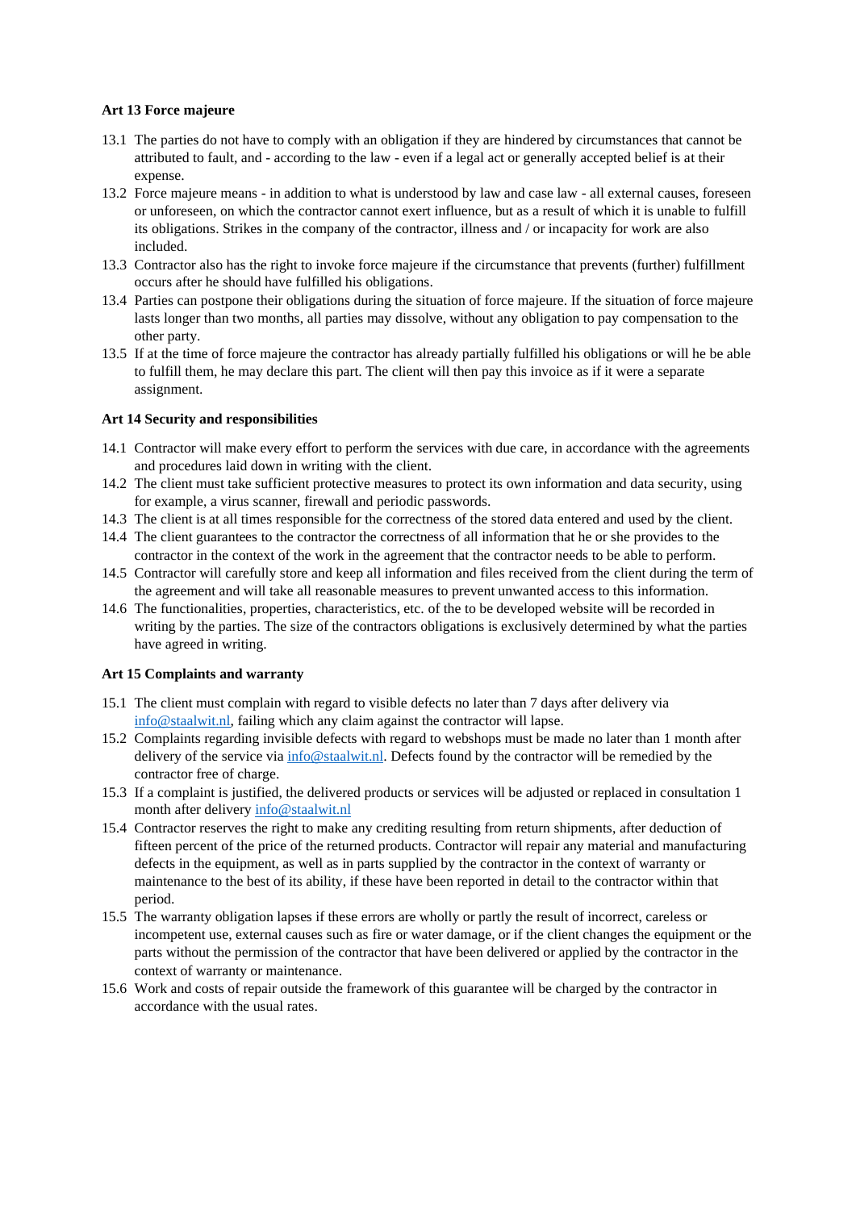**Art 13 Force majeure**

13.1 The parties do not have to comply with an obligation if they are hindered by circumstances that cannot be attributed to fault, and - according to the law - even if a legal act or generally accepted belief is at their expense.

13.2 Force majeure means - in addition to what is understood by law and case law - all external causes, foreseen or unforeseen, on which the contractor cannot exert influence, but as a result of which it is unable to fulfill its obligations. Strikes in the company of the contractor, illness and / or incapacity for work are also included.

13.3 Contractor also has the right to invoke force majeure if the circumstance that prevents (further) fulfillment occurs after he should have fulfilled his obligations.

13.4 Parties can postpone their obligations during the situation of force majeure. If the situation of force majeure lasts longer than two months, all parties may dissolve, without any obligation to pay compensation to the other party.

13.5 If at the time of force majeure the contractor has already partially fulfilled his obligations or will he be able to fulfill them, he may declare this part. The client will then pay this invoice as if it were a separate assignment.

**Art 14 Security and responsibilities**

14.1 Contractor will make every effort to perform the services with due care, in accordance with the agreements and procedures laid down in writing with the client.

14.2 The client must take sufficient protective measures to protect its own information and data security, using for example, a virus scanner, firewall and periodic passwords.

14.3 The client is at all times responsible for the correctness of the stored data entered and used by the client.

14.4 The client guarantees to the contractor the correctness of all information that he or she provides to the contractor in the context of the work in the agreement that the contractor needs to be able to perform.

14.5 Contractor will carefully store and keep all information and files received from the client during the term of the agreement and will take all reasonable measures to prevent unwanted access to this information.

14.6 The functionalities, properties, characteristics, etc. of the to be developed website will be recorded in writing by the parties. The size of the contractors obligations is exclusively determined by what the parties have agreed in writing.

**Art 15 Complaints and warranty**

15.1 The client must complain with regard to visible defects no later than 7 days after delivery via info@staalwit.nl, failing which any claim against the contractor will lapse.

15.2 Complaints regarding invisible defects with regard to webshops must be made no later than 1 month after delivery of the service via info@staalwit.nl. Defects found by the contractor will be remedied by the contractor free of charge.

15.3 If a complaint is justified, the delivered products or services will be adjusted or replaced in consultation 1 month after delivery info@staalwit.nl

15.4 Contractor reserves the right to make any crediting resulting from return shipments, after deduction of fifteen percent of the price of the returned products. Contractor will repair any material and manufacturing defects in the equipment, as well as in parts supplied by the contractor in the context of warranty or maintenance to the best of its ability, if these have been reported in detail to the contractor within that period.

15.5 The warranty obligation lapses if these errors are wholly or partly the result of incorrect, careless or incompetent use, external causes such as fire or water damage, or if the client changes the equipment or the parts without the permission of the contractor that have been delivered or applied by the contractor in the context of warranty or maintenance.

15.6 Work and costs of repair outside the framework of this guarantee will be charged by the contractor in accordance with the usual rates.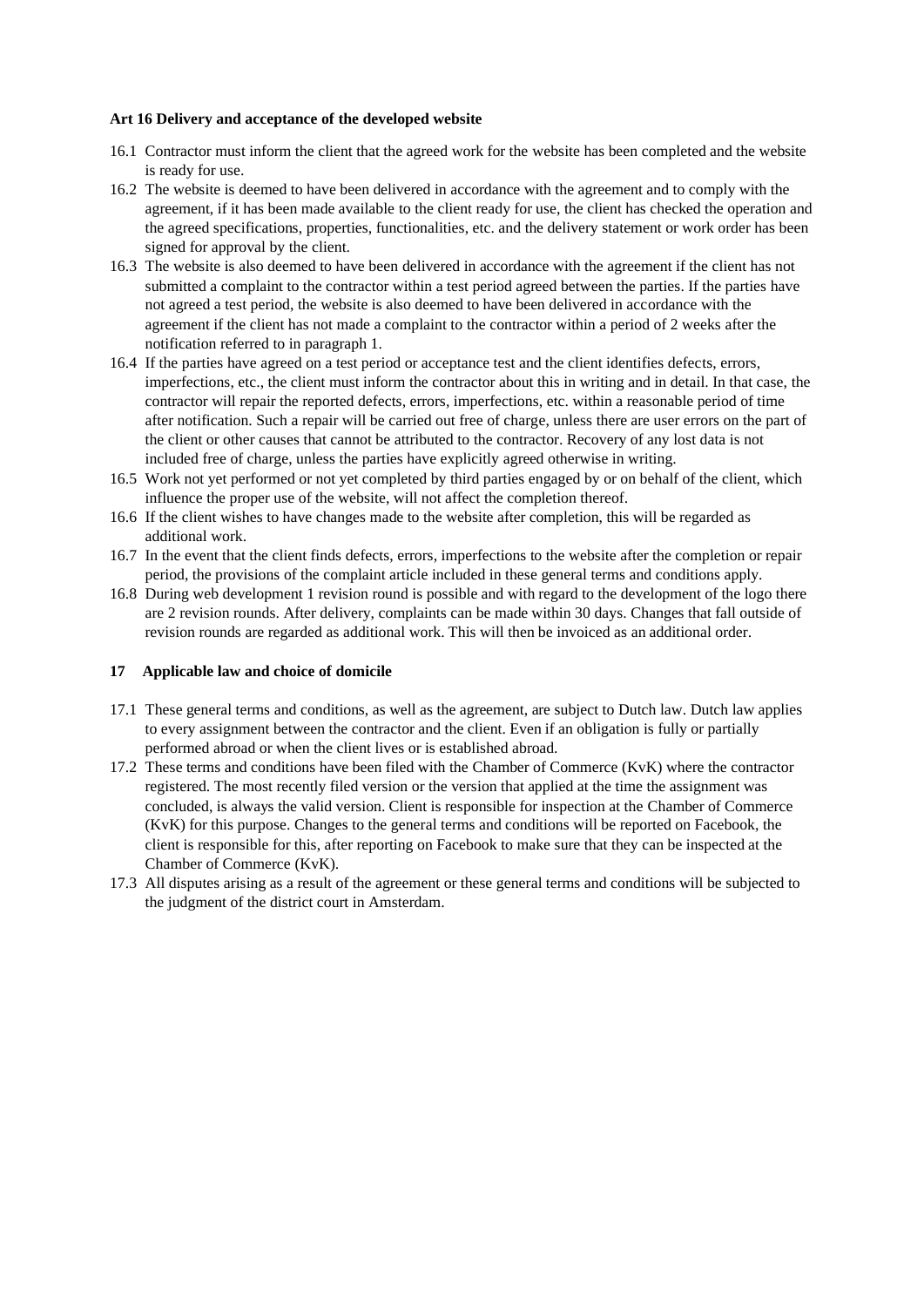**Art 16 Delivery and acceptance of the developed website**

16.1 Contractor must inform the client that the agreed work for the website has been completed and the website is ready for use.

16.2 The website is deemed to have been delivered in accordance with the agreement and to comply with the agreement, if it has been made available to the client ready for use, the client has checked the operation and the agreed specifications, properties, functionalities, etc. and the delivery statement or work order has been signed for approval by the client.

16.3 The website is also deemed to have been delivered in accordance with the agreement if the client has not submitted a complaint to the contractor within a test period agreed between the parties. If the parties have not agreed a test period, the website is also deemed to have been delivered in accordance with the agreement if the client has not made a complaint to the contractor within a period of 2 weeks after the notification referred to in paragraph 1.

16.4 If the parties have agreed on a test period or acceptance test and the client identifies defects, errors, imperfections, etc., the client must inform the contractor about this in writing and in detail. In that case, the contractor will repair the reported defects, errors, imperfections, etc. within a reasonable period of time after notification. Such a repair will be carried out free of charge, unless there are user errors on the part of the client or other causes that cannot be attributed to the contractor. Recovery of any lost data is not included free of charge, unless the parties have explicitly agreed otherwise in writing.

16.5 Work not yet performed or not yet completed by third parties engaged by or on behalf of the client, which influence the proper use of the website, will not affect the completion thereof.

16.6 If the client wishes to have changes made to the website after completion, this will be regarded as additional work.

16.7 In the event that the client finds defects, errors, imperfections to the website after the completion or repair period, the provisions of the complaint article included in these general terms and conditions apply.

16.8 During web development 1 revision round is possible and with regard to the development of the logo there are 2 revision rounds. After delivery, complaints can be made within 30 days. Changes that fall outside of revision rounds are regarded as additional work. This will then be invoiced as an additional order.

**17 Applicable law and choice of domicile**

17.1 These general terms and conditions, as well as the agreement, are subject to Dutch law. Dutch law applies to every assignment between the contractor and the client. Even if an obligation is fully or partially performed abroad or when the client lives or is established abroad.

17.2 These terms and conditions have been filed with the Chamber of Commerce (KvK) where the contractor registered. The most recently filed version or the version that applied at the time the assignment was concluded, is always the valid version. Client is responsible for inspection at the Chamber of Commerce (KvK) for this purpose. Changes to the general terms and conditions will be reported on Facebook, the client is responsible for this, after reporting on Facebook to make sure that they can be inspected at the Chamber of Commerce (KvK).

17.3 All disputes arising as a result of the agreement or these general terms and conditions will be subjected to the judgment of the district court in Amsterdam.